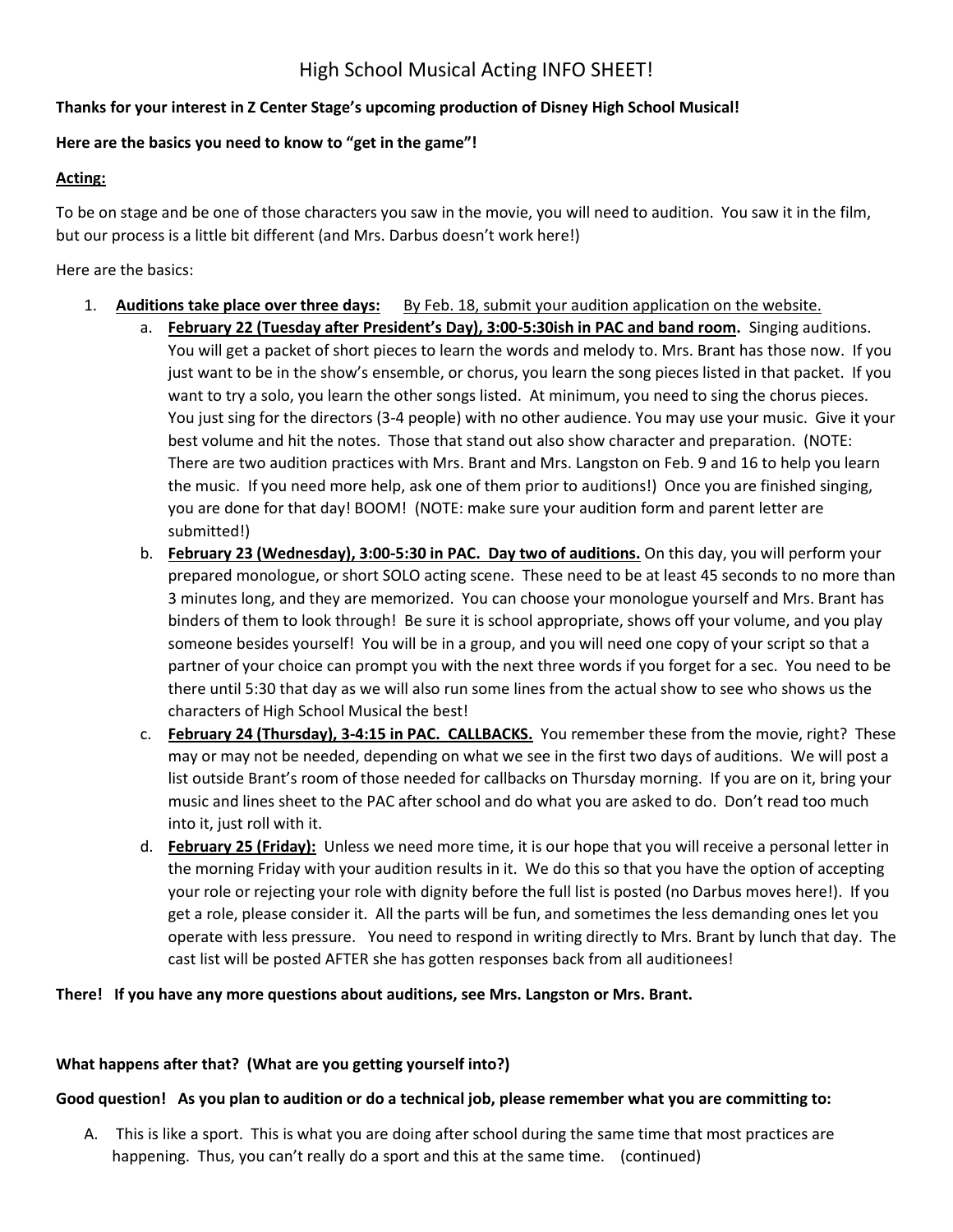# High School Musical Acting INFO SHEET!

**Thanks for your interest in Z Center Stage's upcoming production of Disney High School Musical!**

**Here are the basics you need to know to "get in the game"!**

**<u>Acting:</u>**

To be on stage and be one of those characters you saw in the movie, you will need to audition. You saw it in the film, but our process is a little bit different (and Mrs. Darbus doesn't work here!)

Here are the basics:

1. **<u>Auditions take place over three days:</u>** <u>By Feb. 18, submit your audition application on the website.</u>
   a. **<u>February 22 (Tuesday after President's Day), 3:00-5:30ish in PAC and band room.</u>** Singing auditions. You will get a packet of short pieces to learn the words and melody to. Mrs. Brant has those now. If you just want to be in the show's ensemble, or chorus, you learn the song pieces listed in that packet. If you want to try a solo, you learn the other songs listed. At minimum, you need to sing the chorus pieces. You just sing for the directors (3-4 people) with no other audience. You may use your music. Give it your best volume and hit the notes. Those that stand out also show character and preparation. (NOTE: There are two audition practices with Mrs. Brant and Mrs. Langston on Feb. 9 and 16 to help you learn the music. If you need more help, ask one of them prior to auditions!) Once you are finished singing, you are done for that day! BOOM! (NOTE: make sure your audition form and parent letter are submitted!)
   b. **<u>February 23 (Wednesday), 3:00-5:30 in PAC. Day two of auditions.</u>** On this day, you will perform your prepared monologue, or short SOLO acting scene. These need to be at least 45 seconds to no more than 3 minutes long, and they are memorized. You can choose your monologue yourself and Mrs. Brant has binders of them to look through! Be sure it is school appropriate, shows off your volume, and you play someone besides yourself! You will be in a group, and you will need one copy of your script so that a partner of your choice can prompt you with the next three words if you forget for a sec. You need to be there until 5:30 that day as we will also run some lines from the actual show to see who shows us the characters of High School Musical the best!
   c. **<u>February 24 (Thursday), 3-4:15 in PAC. CALLBACKS.</u>** You remember these from the movie, right? These may or may not be needed, depending on what we see in the first two days of auditions. We will post a list outside Brant's room of those needed for callbacks on Thursday morning. If you are on it, bring your music and lines sheet to the PAC after school and do what you are asked to do. Don't read too much into it, just roll with it.
   d. **<u>February 25 (Friday):</u>** Unless we need more time, it is our hope that you will receive a personal letter in the morning Friday with your audition results in it. We do this so that you have the option of accepting your role or rejecting your role with dignity before the full list is posted (no Darbus moves here!). If you get a role, please consider it. All the parts will be fun, and sometimes the less demanding ones let you operate with less pressure. You need to respond in writing directly to Mrs. Brant by lunch that day. The cast list will be posted AFTER she has gotten responses back from all auditionees!

**There! If you have any more questions about auditions, see Mrs. Langston or Mrs. Brant.**

**What happens after that? (What are you getting yourself into?)**

**Good question! As you plan to audition or do a technical job, please remember what you are committing to:**

A. This is like a sport. This is what you are doing after school during the same time that most practices are happening. Thus, you can't really do a sport and this at the same time. (continued)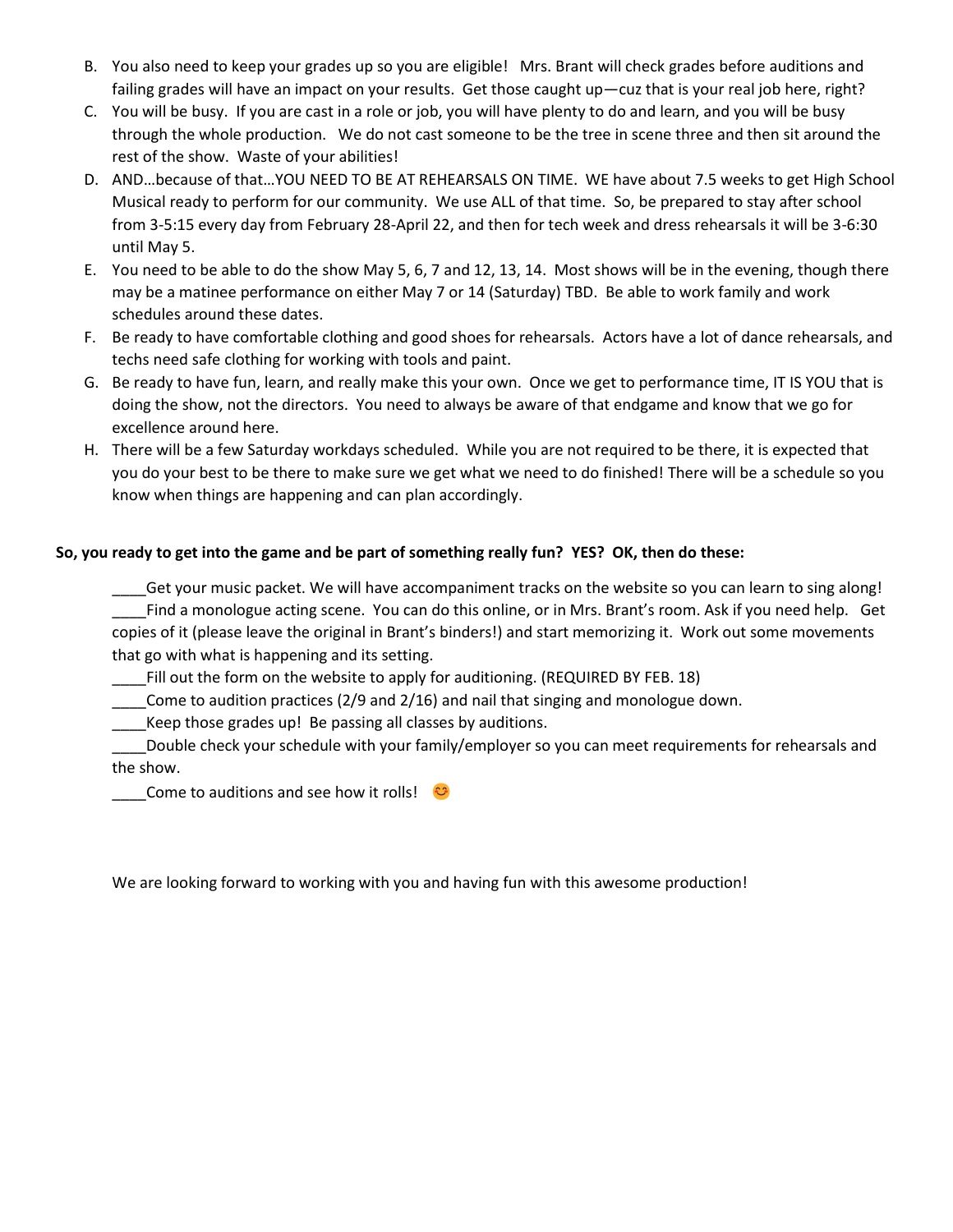B. You also need to keep your grades up so you are eligible! Mrs. Brant will check grades before auditions and failing grades will have an impact on your results. Get those caught up—cuz that is your real job here, right?

C. You will be busy. If you are cast in a role or job, you will have plenty to do and learn, and you will be busy through the whole production. We do not cast someone to be the tree in scene three and then sit around the rest of the show. Waste of your abilities!

D. AND…because of that…YOU NEED TO BE AT REHEARSALS ON TIME. WE have about 7.5 weeks to get High School Musical ready to perform for our community. We use ALL of that time. So, be prepared to stay after school from 3-5:15 every day from February 28-April 22, and then for tech week and dress rehearsals it will be 3-6:30 until May 5.

E. You need to be able to do the show May 5, 6, 7 and 12, 13, 14. Most shows will be in the evening, though there may be a matinee performance on either May 7 or 14 (Saturday) TBD. Be able to work family and work schedules around these dates.

F. Be ready to have comfortable clothing and good shoes for rehearsals. Actors have a lot of dance rehearsals, and techs need safe clothing for working with tools and paint.

G. Be ready to have fun, learn, and really make this your own. Once we get to performance time, IT IS YOU that is doing the show, not the directors. You need to always be aware of that endgame and know that we go for excellence around here.

H. There will be a few Saturday workdays scheduled. While you are not required to be there, it is expected that you do your best to be there to make sure we get what we need to do finished! There will be a schedule so you know when things are happening and can plan accordingly.

**So, you ready to get into the game and be part of something really fun? YES? OK, then do these:**

____Get your music packet. We will have accompaniment tracks on the website so you can learn to sing along!

____Find a monologue acting scene. You can do this online, or in Mrs. Brant's room. Ask if you need help. Get copies of it (please leave the original in Brant's binders!) and start memorizing it. Work out some movements that go with what is happening and its setting.

____Fill out the form on the website to apply for auditioning. (REQUIRED BY FEB. 18)

____Come to audition practices (2/9 and 2/16) and nail that singing and monologue down.

____Keep those grades up! Be passing all classes by auditions.

____Double check your schedule with your family/employer so you can meet requirements for rehearsals and the show.

____Come to auditions and see how it rolls! 😊

We are looking forward to working with you and having fun with this awesome production!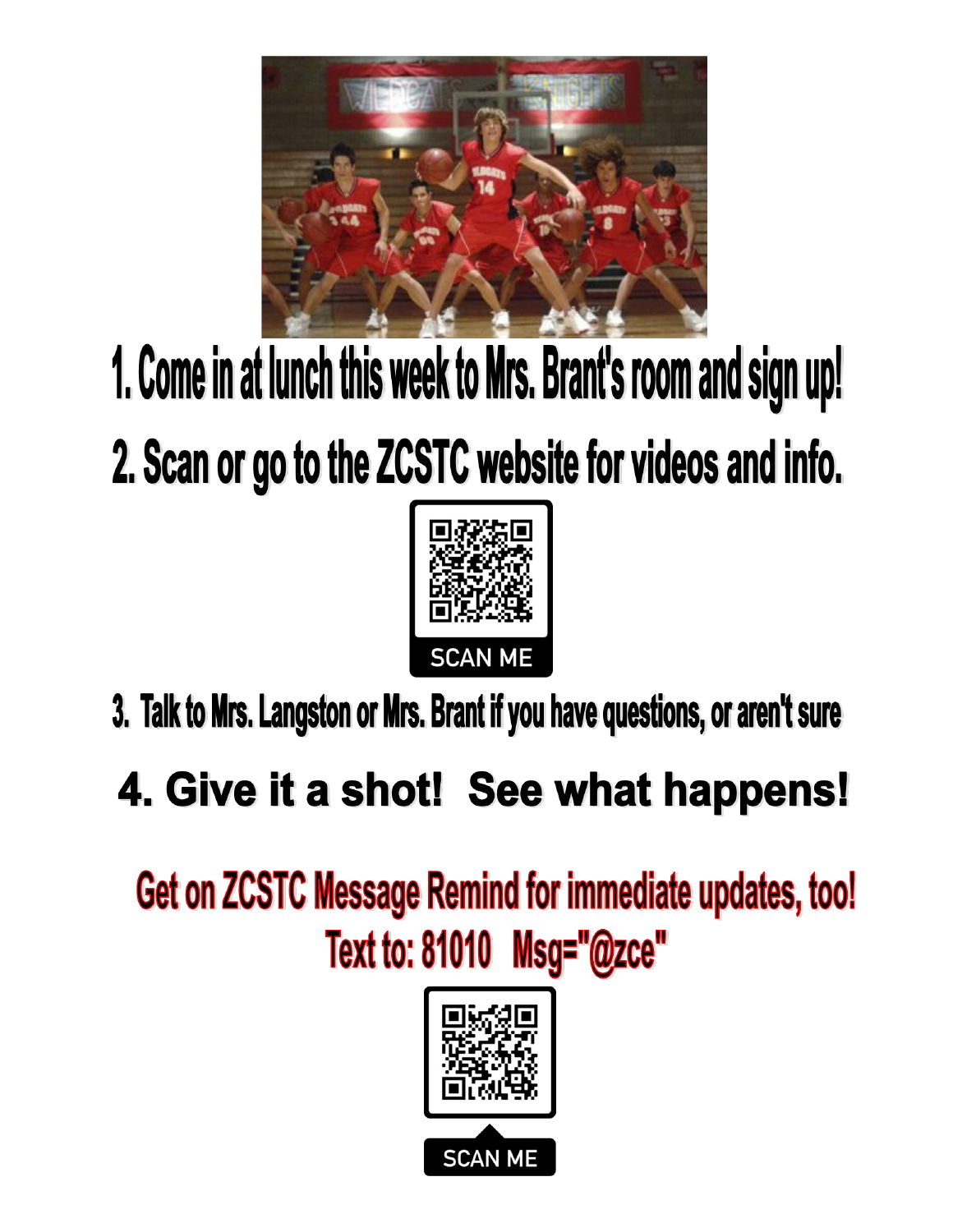1. Come in at lunch this week to Mrs. Brant's room and sign up!

2. Scan or go to the ZCSTC website for videos and info.

SCAN ME

3. Talk to Mrs. Langston or Mrs. Brant if you have questions, or aren't sure

4. Give it a shot! See what happens!

Get on ZCSTC Message Remind for immediate updates, too!

Text to: 81010 Msg="@zce"

SCAN ME